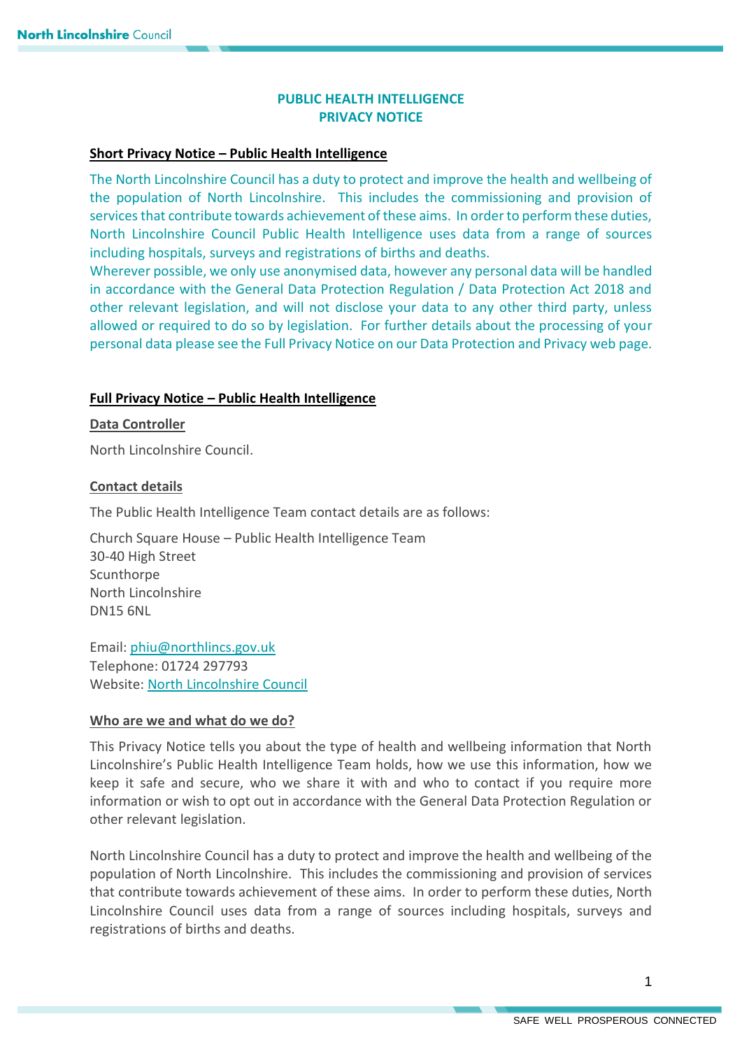# PUBLIC HEALTH INTELLIGENCE
# PRIVACY NOTICE

## Short Privacy Notice – Public Health Intelligence

The North Lincolnshire Council has a duty to protect and improve the health and wellbeing of the population of North Lincolnshire. This includes the commissioning and provision of services that contribute towards achievement of these aims. In order to perform these duties, North Lincolnshire Council Public Health Intelligence uses data from a range of sources including hospitals, surveys and registrations of births and deaths.

Wherever possible, we only use anonymised data, however any personal data will be handled in accordance with the General Data Protection Regulation / Data Protection Act 2018 and other relevant legislation, and will not disclose your data to any other third party, unless allowed or required to do so by legislation. For further details about the processing of your personal data please see the Full Privacy Notice on our Data Protection and Privacy web page.

## Full Privacy Notice – Public Health Intelligence

### Data Controller

North Lincolnshire Council.

### Contact details

The Public Health Intelligence Team contact details are as follows:

Church Square House – Public Health Intelligence Team
30-40 High Street
Scunthorpe
North Lincolnshire
DN15 6NL

Email: phiu@northlincs.gov.uk
Telephone: 01724 297793
Website: North Lincolnshire Council

### Who are we and what do we do?

This Privacy Notice tells you about the type of health and wellbeing information that North Lincolnshire's Public Health Intelligence Team holds, how we use this information, how we keep it safe and secure, who we share it with and who to contact if you require more information or wish to opt out in accordance with the General Data Protection Regulation or other relevant legislation.

North Lincolnshire Council has a duty to protect and improve the health and wellbeing of the population of North Lincolnshire. This includes the commissioning and provision of services that contribute towards achievement of these aims. In order to perform these duties, North Lincolnshire Council uses data from a range of sources including hospitals, surveys and registrations of births and deaths.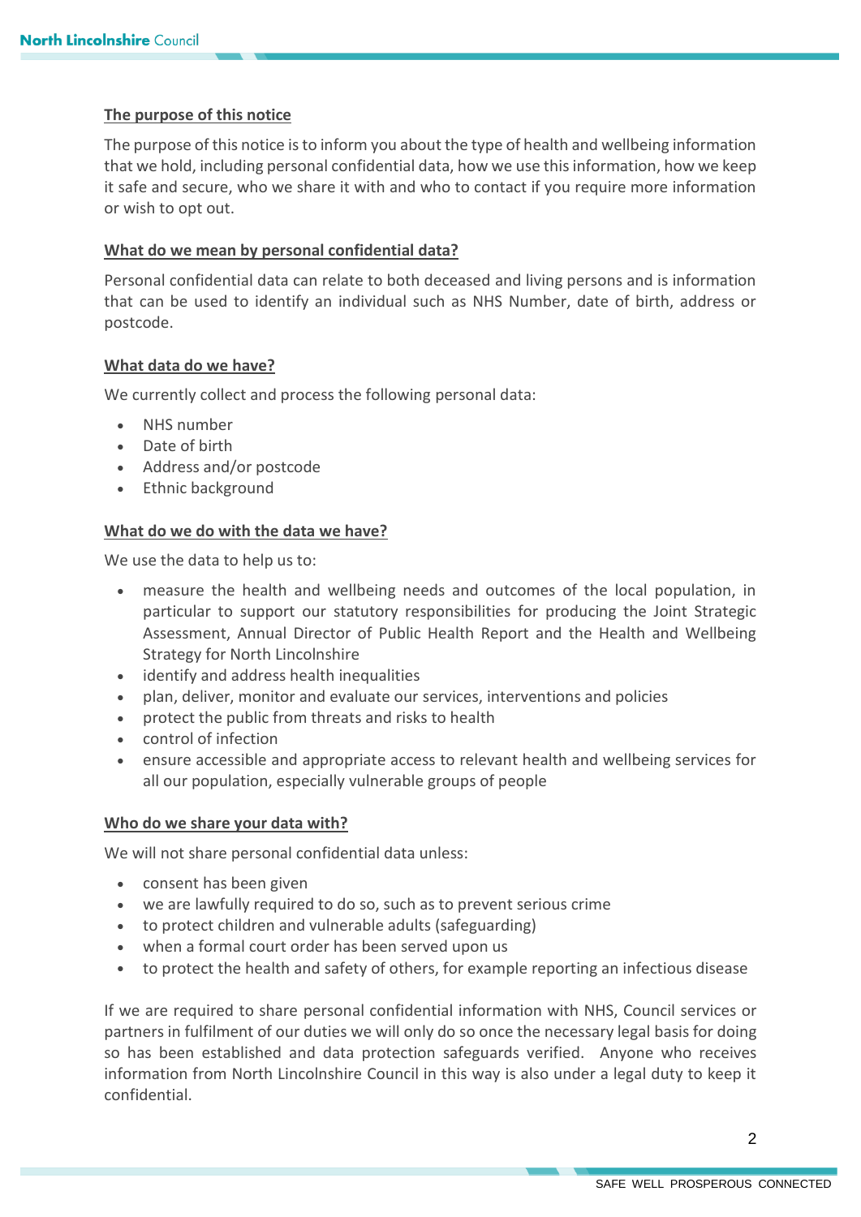## The purpose of this notice

The purpose of this notice is to inform you about the type of health and wellbeing information that we hold, including personal confidential data, how we use this information, how we keep it safe and secure, who we share it with and who to contact if you require more information or wish to opt out.

## What do we mean by personal confidential data?

Personal confidential data can relate to both deceased and living persons and is information that can be used to identify an individual such as NHS Number, date of birth, address or postcode.

## What data do we have?

We currently collect and process the following personal data:

- NHS number
- Date of birth
- Address and/or postcode
- Ethnic background

## What do we do with the data we have?

We use the data to help us to:

- measure the health and wellbeing needs and outcomes of the local population, in particular to support our statutory responsibilities for producing the Joint Strategic Assessment, Annual Director of Public Health Report and the Health and Wellbeing Strategy for North Lincolnshire
- identify and address health inequalities
- plan, deliver, monitor and evaluate our services, interventions and policies
- protect the public from threats and risks to health
- control of infection
- ensure accessible and appropriate access to relevant health and wellbeing services for all our population, especially vulnerable groups of people

## Who do we share your data with?

We will not share personal confidential data unless:

- consent has been given
- we are lawfully required to do so, such as to prevent serious crime
- to protect children and vulnerable adults (safeguarding)
- when a formal court order has been served upon us
- to protect the health and safety of others, for example reporting an infectious disease

If we are required to share personal confidential information with NHS, Council services or partners in fulfilment of our duties we will only do so once the necessary legal basis for doing so has been established and data protection safeguards verified. Anyone who receives information from North Lincolnshire Council in this way is also under a legal duty to keep it confidential.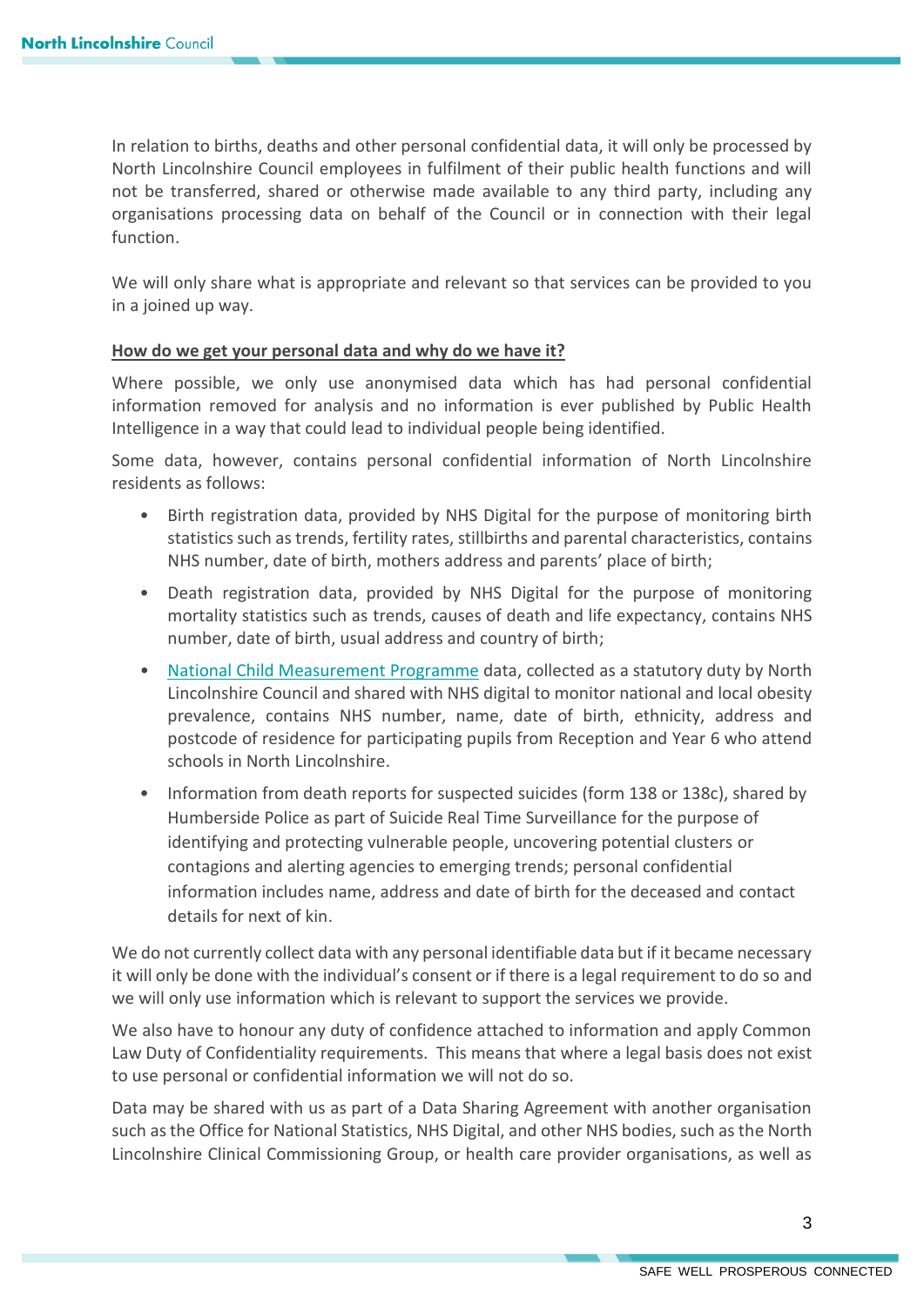In relation to births, deaths and other personal confidential data, it will only be processed by North Lincolnshire Council employees in fulfilment of their public health functions and will not be transferred, shared or otherwise made available to any third party, including any organisations processing data on behalf of the Council or in connection with their legal function.

We will only share what is appropriate and relevant so that services can be provided to you in a joined up way.

**How do we get your personal data and why do we have it?**

Where possible, we only use anonymised data which has had personal confidential information removed for analysis and no information is ever published by Public Health Intelligence in a way that could lead to individual people being identified.

Some data, however, contains personal confidential information of North Lincolnshire residents as follows:

- Birth registration data, provided by NHS Digital for the purpose of monitoring birth statistics such as trends, fertility rates, stillbirths and parental characteristics, contains NHS number, date of birth, mothers address and parents' place of birth;
- Death registration data, provided by NHS Digital for the purpose of monitoring mortality statistics such as trends, causes of death and life expectancy, contains NHS number, date of birth, usual address and country of birth;
- National Child Measurement Programme data, collected as a statutory duty by North Lincolnshire Council and shared with NHS digital to monitor national and local obesity prevalence, contains NHS number, name, date of birth, ethnicity, address and postcode of residence for participating pupils from Reception and Year 6 who attend schools in North Lincolnshire.
- Information from death reports for suspected suicides (form 138 or 138c), shared by Humberside Police as part of Suicide Real Time Surveillance for the purpose of identifying and protecting vulnerable people, uncovering potential clusters or contagions and alerting agencies to emerging trends; personal confidential information includes name, address and date of birth for the deceased and contact details for next of kin.

We do not currently collect data with any personal identifiable data but if it became necessary it will only be done with the individual's consent or if there is a legal requirement to do so and we will only use information which is relevant to support the services we provide.

We also have to honour any duty of confidence attached to information and apply Common Law Duty of Confidentiality requirements. This means that where a legal basis does not exist to use personal or confidential information we will not do so.

Data may be shared with us as part of a Data Sharing Agreement with another organisation such as the Office for National Statistics, NHS Digital, and other NHS bodies, such as the North Lincolnshire Clinical Commissioning Group, or health care provider organisations, as well as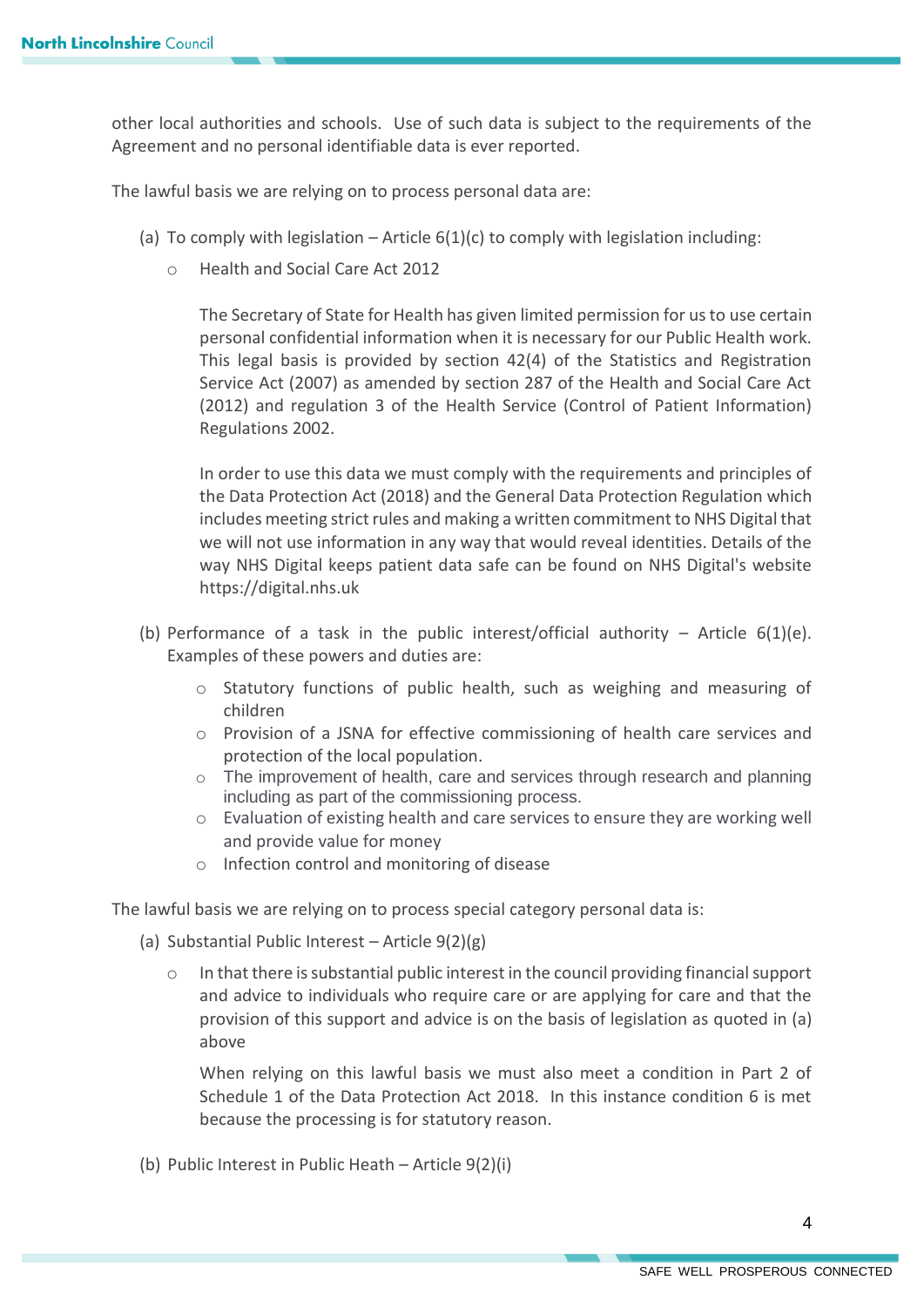other local authorities and schools. Use of such data is subject to the requirements of the Agreement and no personal identifiable data is ever reported.

The lawful basis we are relying on to process personal data are:

(a) To comply with legislation – Article 6(1)(c) to comply with legislation including:

- Health and Social Care Act 2012

  The Secretary of State for Health has given limited permission for us to use certain personal confidential information when it is necessary for our Public Health work. This legal basis is provided by section 42(4) of the Statistics and Registration Service Act (2007) as amended by section 287 of the Health and Social Care Act (2012) and regulation 3 of the Health Service (Control of Patient Information) Regulations 2002.

  In order to use this data we must comply with the requirements and principles of the Data Protection Act (2018) and the General Data Protection Regulation which includes meeting strict rules and making a written commitment to NHS Digital that we will not use information in any way that would reveal identities. Details of the way NHS Digital keeps patient data safe can be found on NHS Digital's website https://digital.nhs.uk

(b) Performance of a task in the public interest/official authority – Article 6(1)(e). Examples of these powers and duties are:

- Statutory functions of public health, such as weighing and measuring of children
- Provision of a JSNA for effective commissioning of health care services and protection of the local population.
- The improvement of health, care and services through research and planning including as part of the commissioning process.
- Evaluation of existing health and care services to ensure they are working well and provide value for money
- Infection control and monitoring of disease

The lawful basis we are relying on to process special category personal data is:

(a) Substantial Public Interest – Article 9(2)(g)

- In that there is substantial public interest in the council providing financial support and advice to individuals who require care or are applying for care and that the provision of this support and advice is on the basis of legislation as quoted in (a) above

  When relying on this lawful basis we must also meet a condition in Part 2 of Schedule 1 of the Data Protection Act 2018. In this instance condition 6 is met because the processing is for statutory reason.

(b) Public Interest in Public Heath – Article 9(2)(i)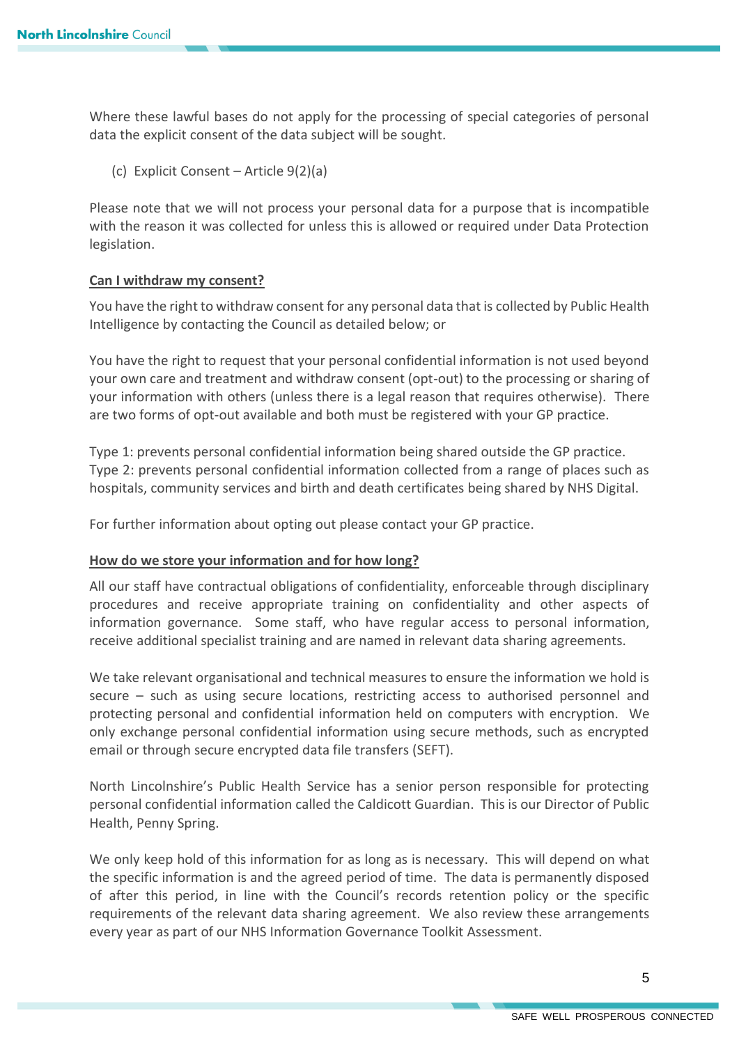Where these lawful bases do not apply for the processing of special categories of personal data the explicit consent of the data subject will be sought.

(c) Explicit Consent – Article 9(2)(a)

Please note that we will not process your personal data for a purpose that is incompatible with the reason it was collected for unless this is allowed or required under Data Protection legislation.

**Can I withdraw my consent?**

You have the right to withdraw consent for any personal data that is collected by Public Health Intelligence by contacting the Council as detailed below; or

You have the right to request that your personal confidential information is not used beyond your own care and treatment and withdraw consent (opt-out) to the processing or sharing of your information with others (unless there is a legal reason that requires otherwise). There are two forms of opt-out available and both must be registered with your GP practice.

Type 1: prevents personal confidential information being shared outside the GP practice.
Type 2: prevents personal confidential information collected from a range of places such as hospitals, community services and birth and death certificates being shared by NHS Digital.

For further information about opting out please contact your GP practice.

**How do we store your information and for how long?**

All our staff have contractual obligations of confidentiality, enforceable through disciplinary procedures and receive appropriate training on confidentiality and other aspects of information governance. Some staff, who have regular access to personal information, receive additional specialist training and are named in relevant data sharing agreements.

We take relevant organisational and technical measures to ensure the information we hold is secure – such as using secure locations, restricting access to authorised personnel and protecting personal and confidential information held on computers with encryption. We only exchange personal confidential information using secure methods, such as encrypted email or through secure encrypted data file transfers (SEFT).

North Lincolnshire's Public Health Service has a senior person responsible for protecting personal confidential information called the Caldicott Guardian. This is our Director of Public Health, Penny Spring.

We only keep hold of this information for as long as is necessary. This will depend on what the specific information is and the agreed period of time. The data is permanently disposed of after this period, in line with the Council's records retention policy or the specific requirements of the relevant data sharing agreement. We also review these arrangements every year as part of our NHS Information Governance Toolkit Assessment.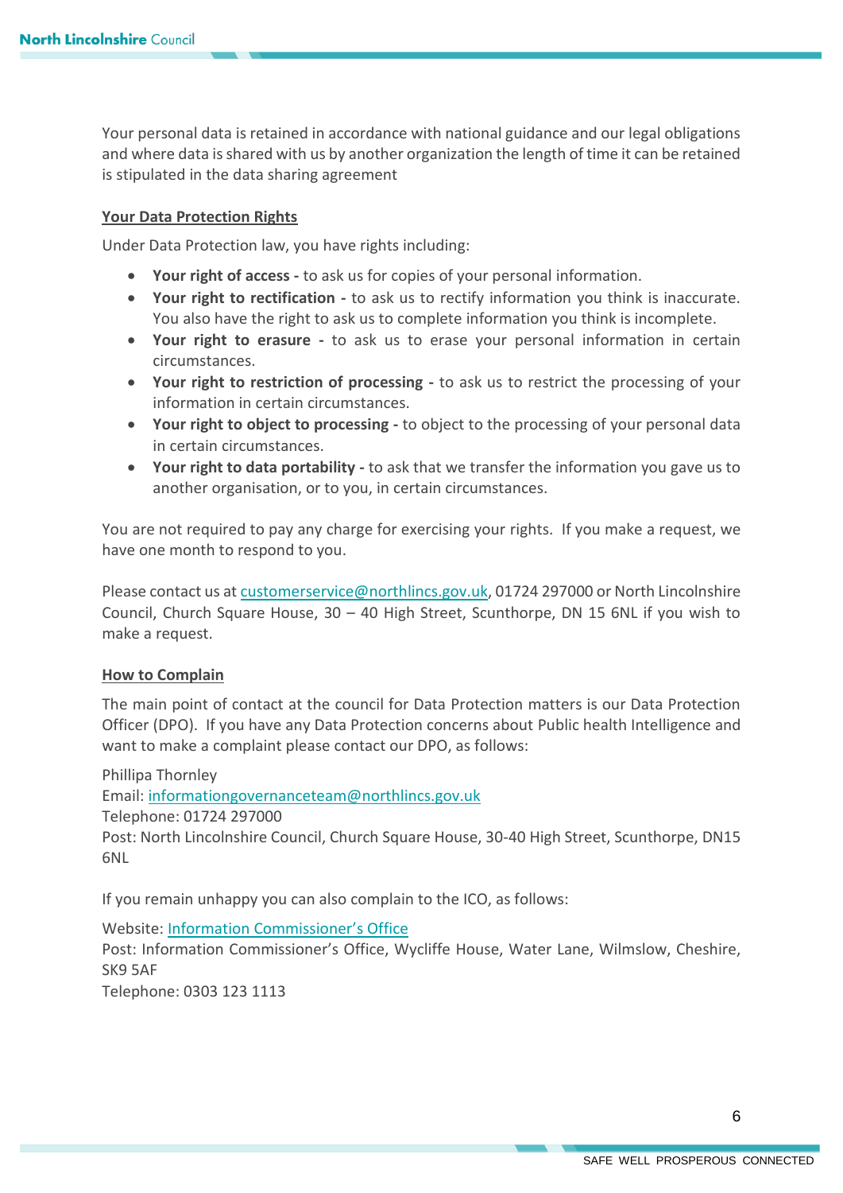Your personal data is retained in accordance with national guidance and our legal obligations and where data is shared with us by another organization the length of time it can be retained is stipulated in the data sharing agreement

**Your Data Protection Rights**

Under Data Protection law, you have rights including:

- **Your right of access -** to ask us for copies of your personal information.
- **Your right to rectification -** to ask us to rectify information you think is inaccurate. You also have the right to ask us to complete information you think is incomplete.
- **Your right to erasure -** to ask us to erase your personal information in certain circumstances.
- **Your right to restriction of processing -** to ask us to restrict the processing of your information in certain circumstances.
- **Your right to object to processing -** to object to the processing of your personal data in certain circumstances.
- **Your right to data portability -** to ask that we transfer the information you gave us to another organisation, or to you, in certain circumstances.

You are not required to pay any charge for exercising your rights. If you make a request, we have one month to respond to you.

Please contact us at customerservice@northlincs.gov.uk, 01724 297000 or North Lincolnshire Council, Church Square House, 30 – 40 High Street, Scunthorpe, DN 15 6NL if you wish to make a request.

**How to Complain**

The main point of contact at the council for Data Protection matters is our Data Protection Officer (DPO). If you have any Data Protection concerns about Public health Intelligence and want to make a complaint please contact our DPO, as follows:

Phillipa Thornley
Email: informationgovernanceteam@northlincs.gov.uk
Telephone: 01724 297000
Post: North Lincolnshire Council, Church Square House, 30-40 High Street, Scunthorpe, DN15 6NL

If you remain unhappy you can also complain to the ICO, as follows:

Website: Information Commissioner's Office
Post: Information Commissioner's Office, Wycliffe House, Water Lane, Wilmslow, Cheshire, SK9 5AF
Telephone: 0303 123 1113